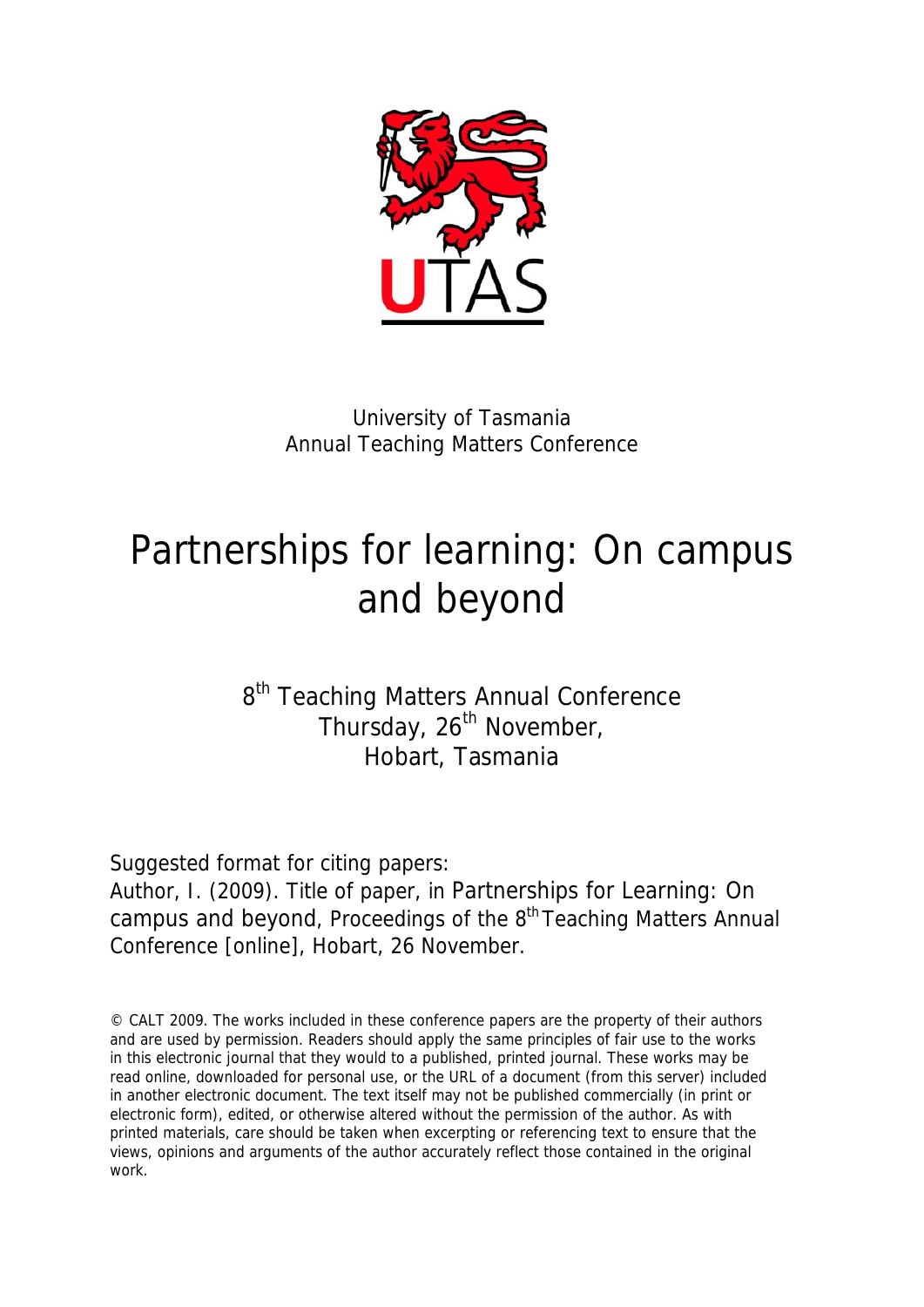UTAS

University of Tasmania
Annual Teaching Matters Conference

# Partnerships for learning: On campus and beyond

8th Teaching Matters Annual Conference
Thursday, 26th November,
Hobart, Tasmania

Suggested format for citing papers:
Author, I. (2009). Title of paper, in Partnerships for Learning: On campus and beyond, Proceedings of the 8th Teaching Matters Annual Conference [online], Hobart, 26 November.

© CALT 2009. The works included in these conference papers are the property of their authors and are used by permission. Readers should apply the same principles of fair use to the works in this electronic journal that they would to a published, printed journal. These works may be read online, downloaded for personal use, or the URL of a document (from this server) included in another electronic document. The text itself may not be published commercially (in print or electronic form), edited, or otherwise altered without the permission of the author. As with printed materials, care should be taken when excerpting or referencing text to ensure that the views, opinions and arguments of the author accurately reflect those contained in the original work.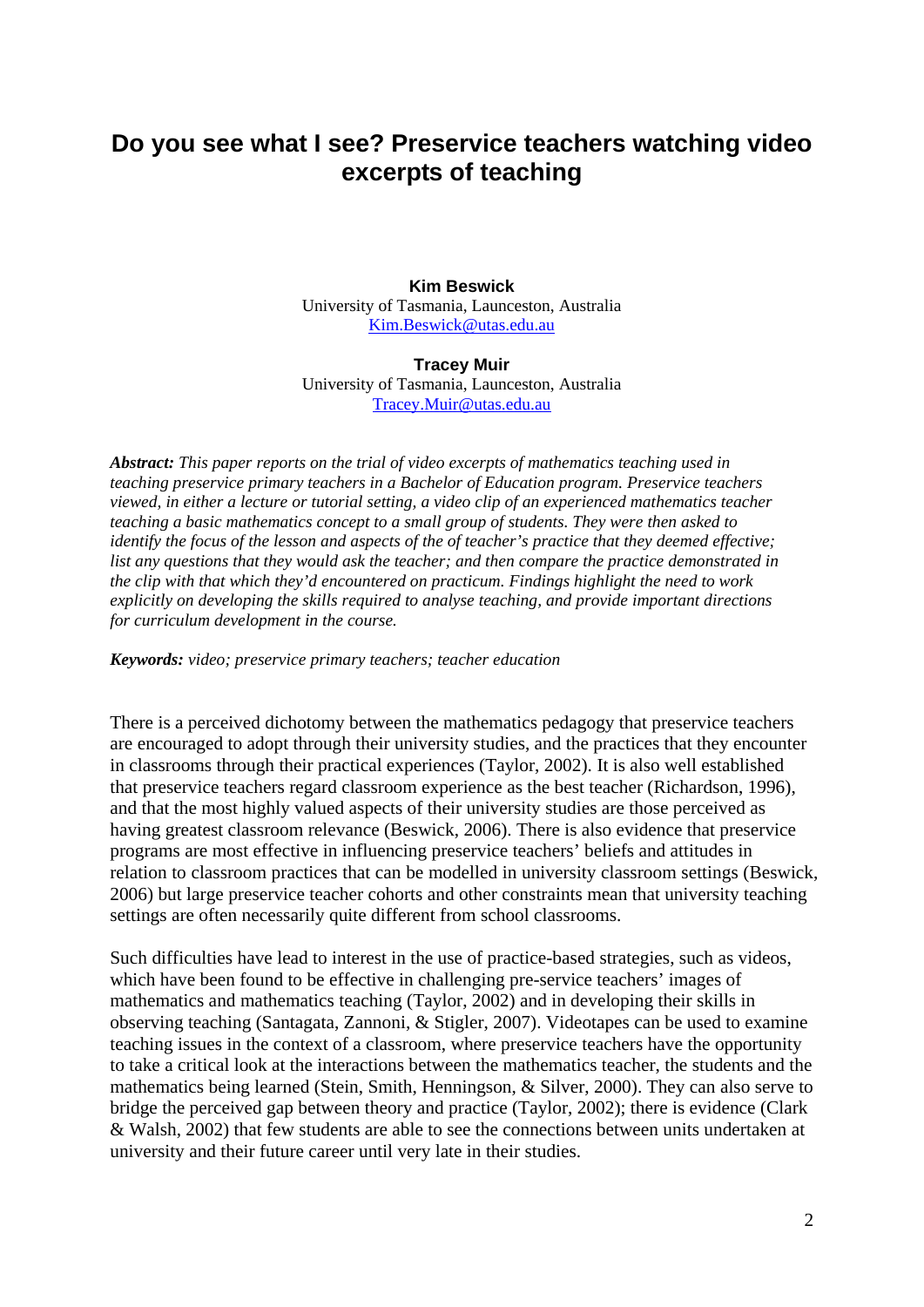# Do you see what I see? Preservice teachers watching video excerpts of teaching

**Kim Beswick**
University of Tasmania, Launceston, Australia
Kim.Beswick@utas.edu.au

**Tracey Muir**
University of Tasmania, Launceston, Australia
Tracey.Muir@utas.edu.au

***Abstract:*** *This paper reports on the trial of video excerpts of mathematics teaching used in teaching preservice primary teachers in a Bachelor of Education program. Preservice teachers viewed, in either a lecture or tutorial setting, a video clip of an experienced mathematics teacher teaching a basic mathematics concept to a small group of students. They were then asked to identify the focus of the lesson and aspects of the of teacher's practice that they deemed effective; list any questions that they would ask the teacher; and then compare the practice demonstrated in the clip with that which they'd encountered on practicum. Findings highlight the need to work explicitly on developing the skills required to analyse teaching, and provide important directions for curriculum development in the course.*

***Keywords:*** *video; preservice primary teachers; teacher education*

There is a perceived dichotomy between the mathematics pedagogy that preservice teachers are encouraged to adopt through their university studies, and the practices that they encounter in classrooms through their practical experiences (Taylor, 2002). It is also well established that preservice teachers regard classroom experience as the best teacher (Richardson, 1996), and that the most highly valued aspects of their university studies are those perceived as having greatest classroom relevance (Beswick, 2006). There is also evidence that preservice programs are most effective in influencing preservice teachers' beliefs and attitudes in relation to classroom practices that can be modelled in university classroom settings (Beswick, 2006) but large preservice teacher cohorts and other constraints mean that university teaching settings are often necessarily quite different from school classrooms.

Such difficulties have lead to interest in the use of practice-based strategies, such as videos, which have been found to be effective in challenging pre-service teachers' images of mathematics and mathematics teaching (Taylor, 2002) and in developing their skills in observing teaching (Santagata, Zannoni, & Stigler, 2007). Videotapes can be used to examine teaching issues in the context of a classroom, where preservice teachers have the opportunity to take a critical look at the interactions between the mathematics teacher, the students and the mathematics being learned (Stein, Smith, Henningson, & Silver, 2000). They can also serve to bridge the perceived gap between theory and practice (Taylor, 2002); there is evidence (Clark & Walsh, 2002) that few students are able to see the connections between units undertaken at university and their future career until very late in their studies.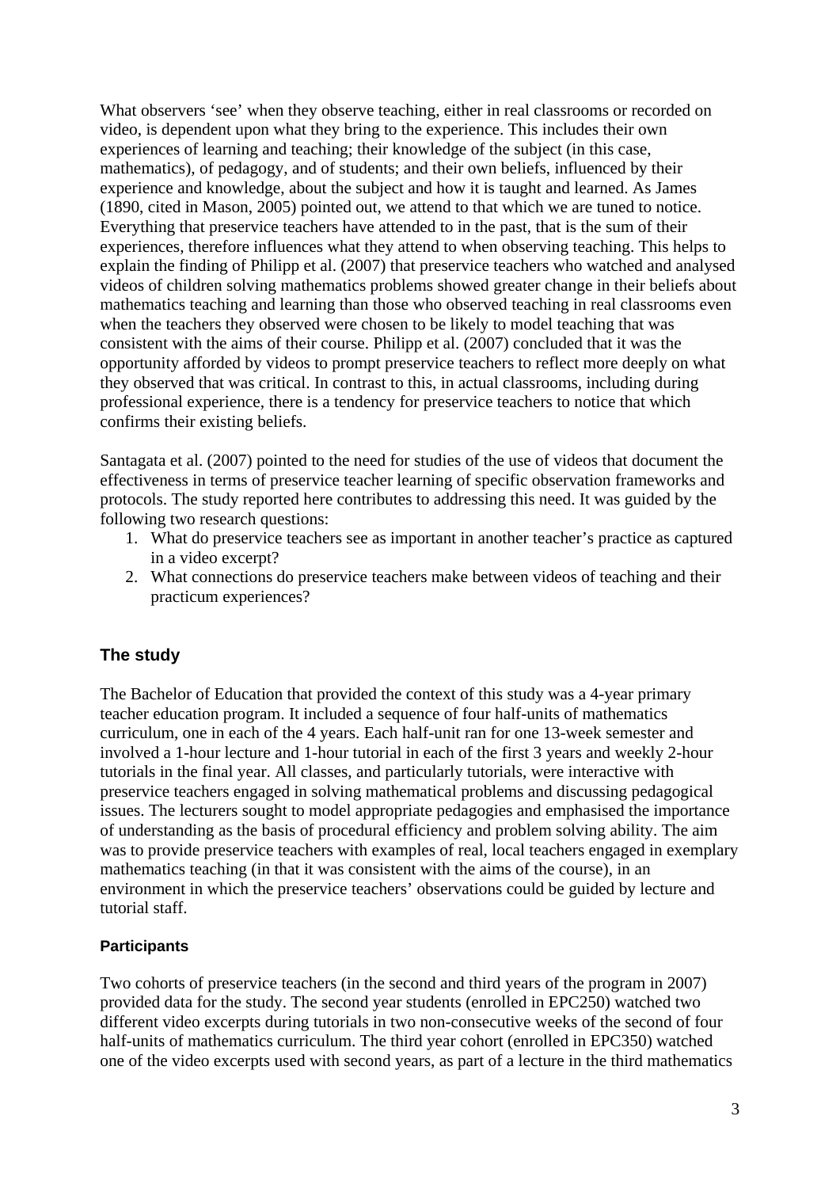What observers 'see' when they observe teaching, either in real classrooms or recorded on video, is dependent upon what they bring to the experience. This includes their own experiences of learning and teaching; their knowledge of the subject (in this case, mathematics), of pedagogy, and of students; and their own beliefs, influenced by their experience and knowledge, about the subject and how it is taught and learned. As James (1890, cited in Mason, 2005) pointed out, we attend to that which we are tuned to notice. Everything that preservice teachers have attended to in the past, that is the sum of their experiences, therefore influences what they attend to when observing teaching. This helps to explain the finding of Philipp et al. (2007) that preservice teachers who watched and analysed videos of children solving mathematics problems showed greater change in their beliefs about mathematics teaching and learning than those who observed teaching in real classrooms even when the teachers they observed were chosen to be likely to model teaching that was consistent with the aims of their course. Philipp et al. (2007) concluded that it was the opportunity afforded by videos to prompt preservice teachers to reflect more deeply on what they observed that was critical. In contrast to this, in actual classrooms, including during professional experience, there is a tendency for preservice teachers to notice that which confirms their existing beliefs.

Santagata et al. (2007) pointed to the need for studies of the use of videos that document the effectiveness in terms of preservice teacher learning of specific observation frameworks and protocols. The study reported here contributes to addressing this need. It was guided by the following two research questions:

1. What do preservice teachers see as important in another teacher's practice as captured in a video excerpt?
2. What connections do preservice teachers make between videos of teaching and their practicum experiences?

## The study

The Bachelor of Education that provided the context of this study was a 4-year primary teacher education program. It included a sequence of four half-units of mathematics curriculum, one in each of the 4 years. Each half-unit ran for one 13-week semester and involved a 1-hour lecture and 1-hour tutorial in each of the first 3 years and weekly 2-hour tutorials in the final year. All classes, and particularly tutorials, were interactive with preservice teachers engaged in solving mathematical problems and discussing pedagogical issues. The lecturers sought to model appropriate pedagogies and emphasised the importance of understanding as the basis of procedural efficiency and problem solving ability. The aim was to provide preservice teachers with examples of real, local teachers engaged in exemplary mathematics teaching (in that it was consistent with the aims of the course), in an environment in which the preservice teachers' observations could be guided by lecture and tutorial staff.

### Participants

Two cohorts of preservice teachers (in the second and third years of the program in 2007) provided data for the study. The second year students (enrolled in EPC250) watched two different video excerpts during tutorials in two non-consecutive weeks of the second of four half-units of mathematics curriculum. The third year cohort (enrolled in EPC350) watched one of the video excerpts used with second years, as part of a lecture in the third mathematics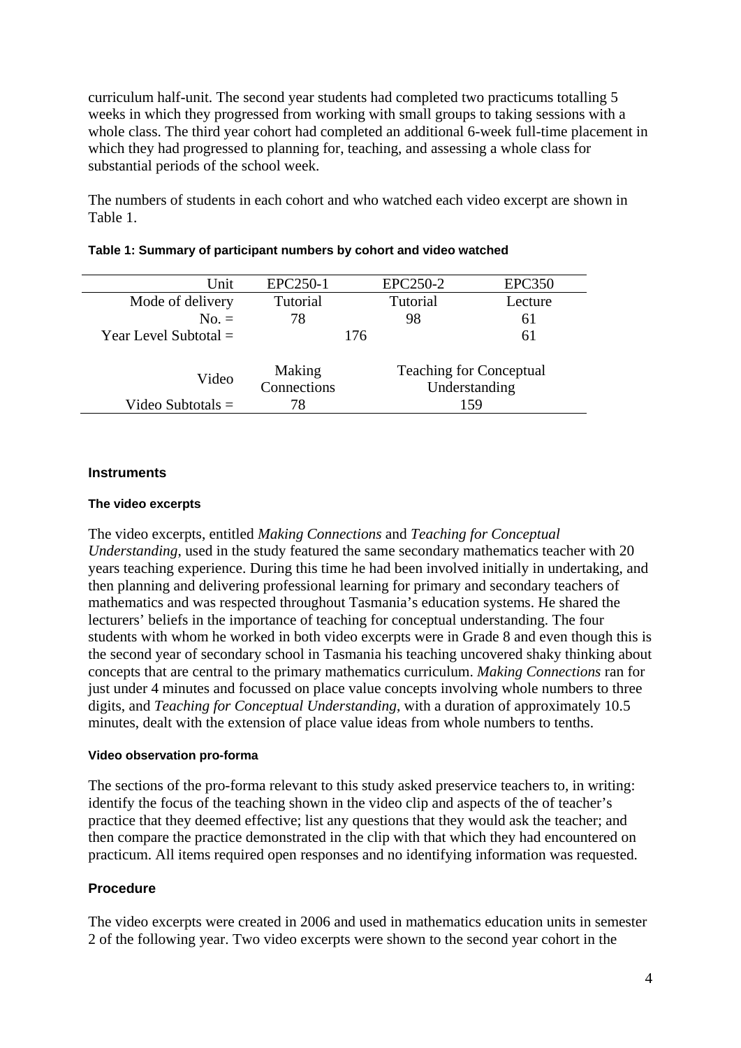curriculum half-unit. The second year students had completed two practicums totalling 5 weeks in which they progressed from working with small groups to taking sessions with a whole class. The third year cohort had completed an additional 6-week full-time placement in which they had progressed to planning for, teaching, and assessing a whole class for substantial periods of the school week.

The numbers of students in each cohort and who watched each video excerpt are shown in Table 1.

**Table 1: Summary of participant numbers by cohort and video watched**

| Unit | EPC250-1 | EPC250-2 | EPC350 |
|---|---|---|---|
| Mode of delivery | Tutorial | Tutorial | Lecture |
| No. = | 78 | 98 | 61 |
| Year Level Subtotal = | 176 | | 61 |
| Video | Making Connections | Teaching for Conceptual Understanding | |
| Video Subtotals = | 78 | 159 | |

### Instruments

#### The video excerpts

The video excerpts, entitled *Making Connections* and *Teaching for Conceptual Understanding*, used in the study featured the same secondary mathematics teacher with 20 years teaching experience. During this time he had been involved initially in undertaking, and then planning and delivering professional learning for primary and secondary teachers of mathematics and was respected throughout Tasmania's education systems. He shared the lecturers' beliefs in the importance of teaching for conceptual understanding. The four students with whom he worked in both video excerpts were in Grade 8 and even though this is the second year of secondary school in Tasmania his teaching uncovered shaky thinking about concepts that are central to the primary mathematics curriculum. *Making Connections* ran for just under 4 minutes and focussed on place value concepts involving whole numbers to three digits, and *Teaching for Conceptual Understanding*, with a duration of approximately 10.5 minutes, dealt with the extension of place value ideas from whole numbers to tenths.

#### Video observation pro-forma

The sections of the pro-forma relevant to this study asked preservice teachers to, in writing: identify the focus of the teaching shown in the video clip and aspects of the of teacher's practice that they deemed effective; list any questions that they would ask the teacher; and then compare the practice demonstrated in the clip with that which they had encountered on practicum. All items required open responses and no identifying information was requested.

### Procedure

The video excerpts were created in 2006 and used in mathematics education units in semester 2 of the following year. Two video excerpts were shown to the second year cohort in the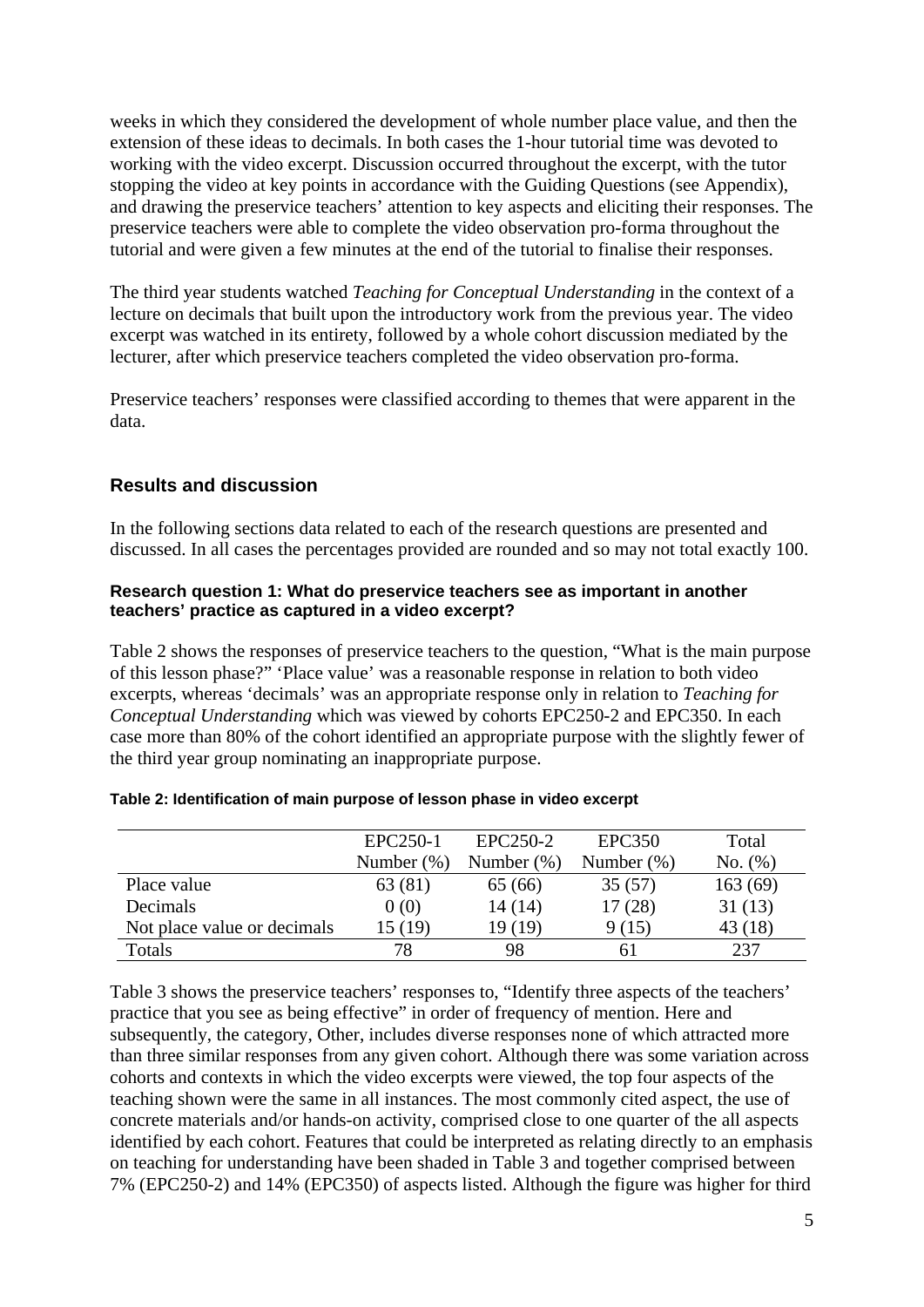weeks in which they considered the development of whole number place value, and then the extension of these ideas to decimals. In both cases the 1-hour tutorial time was devoted to working with the video excerpt. Discussion occurred throughout the excerpt, with the tutor stopping the video at key points in accordance with the Guiding Questions (see Appendix), and drawing the preservice teachers' attention to key aspects and eliciting their responses. The preservice teachers were able to complete the video observation pro-forma throughout the tutorial and were given a few minutes at the end of the tutorial to finalise their responses.

The third year students watched *Teaching for Conceptual Understanding* in the context of a lecture on decimals that built upon the introductory work from the previous year. The video excerpt was watched in its entirety, followed by a whole cohort discussion mediated by the lecturer, after which preservice teachers completed the video observation pro-forma.

Preservice teachers' responses were classified according to themes that were apparent in the data.

## Results and discussion

In the following sections data related to each of the research questions are presented and discussed. In all cases the percentages provided are rounded and so may not total exactly 100.

#### Research question 1: What do preservice teachers see as important in another teachers' practice as captured in a video excerpt?

Table 2 shows the responses of preservice teachers to the question, "What is the main purpose of this lesson phase?" 'Place value' was a reasonable response in relation to both video excerpts, whereas 'decimals' was an appropriate response only in relation to *Teaching for Conceptual Understanding* which was viewed by cohorts EPC250-2 and EPC350. In each case more than 80% of the cohort identified an appropriate purpose with the slightly fewer of the third year group nominating an inappropriate purpose.

**Table 2: Identification of main purpose of lesson phase in video excerpt**

| | EPC250-1 Number (%) | EPC250-2 Number (%) | EPC350 Number (%) | Total No. (%) |
|---|---|---|---|---|
| Place value | 63 (81) | 65 (66) | 35 (57) | 163 (69) |
| Decimals | 0 (0) | 14 (14) | 17 (28) | 31 (13) |
| Not place value or decimals | 15 (19) | 19 (19) | 9 (15) | 43 (18) |
| Totals | 78 | 98 | 61 | 237 |

Table 3 shows the preservice teachers' responses to, "Identify three aspects of the teachers' practice that you see as being effective" in order of frequency of mention. Here and subsequently, the category, Other, includes diverse responses none of which attracted more than three similar responses from any given cohort. Although there was some variation across cohorts and contexts in which the video excerpts were viewed, the top four aspects of the teaching shown were the same in all instances. The most commonly cited aspect, the use of concrete materials and/or hands-on activity, comprised close to one quarter of the all aspects identified by each cohort. Features that could be interpreted as relating directly to an emphasis on teaching for understanding have been shaded in Table 3 and together comprised between 7% (EPC250-2) and 14% (EPC350) of aspects listed. Although the figure was higher for third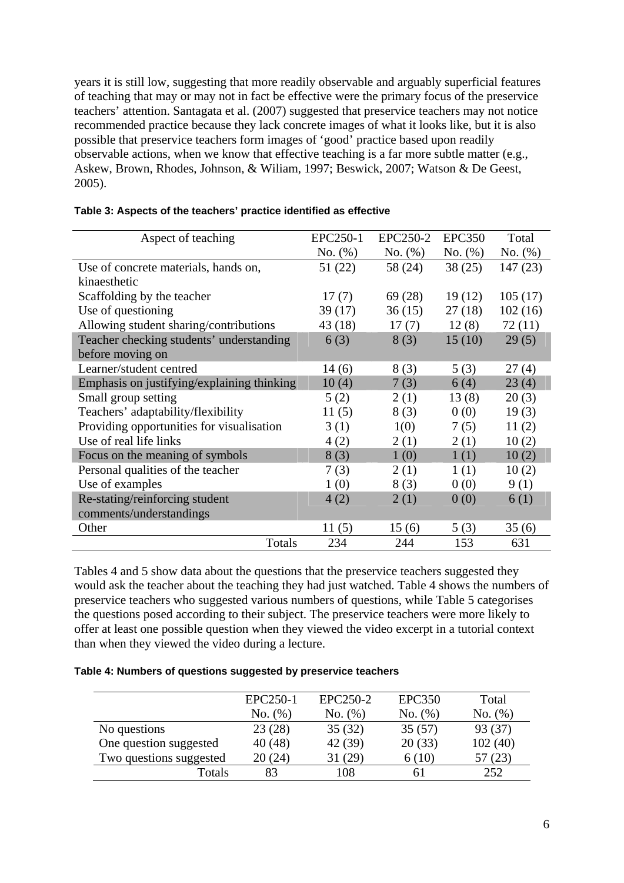years it is still low, suggesting that more readily observable and arguably superficial features of teaching that may or may not in fact be effective were the primary focus of the preservice teachers' attention. Santagata et al. (2007) suggested that preservice teachers may not notice recommended practice because they lack concrete images of what it looks like, but it is also possible that preservice teachers form images of 'good' practice based upon readily observable actions, when we know that effective teaching is a far more subtle matter (e.g., Askew, Brown, Rhodes, Johnson, & Wiliam, 1997; Beswick, 2007; Watson & De Geest, 2005).

**Table 3: Aspects of the teachers' practice identified as effective**

| Aspect of teaching | EPC250-1 No. (%) | EPC250-2 No. (%) | EPC350 No. (%) | Total No. (%) |
|---|---|---|---|---|
| Use of concrete materials, hands on, kinaesthetic | 51 (22) | 58 (24) | 38 (25) | 147 (23) |
| Scaffolding by the teacher | 17 (7) | 69 (28) | 19 (12) | 105 (17) |
| Use of questioning | 39 (17) | 36 (15) | 27 (18) | 102 (16) |
| Allowing student sharing/contributions | 43 (18) | 17 (7) | 12 (8) | 72 (11) |
| Teacher checking students' understanding before moving on | 6 (3) | 8 (3) | 15 (10) | 29 (5) |
| Learner/student centred | 14 (6) | 8 (3) | 5 (3) | 27 (4) |
| Emphasis on justifying/explaining thinking | 10 (4) | 7 (3) | 6 (4) | 23 (4) |
| Small group setting | 5 (2) | 2 (1) | 13 (8) | 20 (3) |
| Teachers' adaptability/flexibility | 11 (5) | 8 (3) | 0 (0) | 19 (3) |
| Providing opportunities for visualisation | 3 (1) | 1(0) | 7 (5) | 11 (2) |
| Use of real life links | 4 (2) | 2 (1) | 2 (1) | 10 (2) |
| Focus on the meaning of symbols | 8 (3) | 1 (0) | 1 (1) | 10 (2) |
| Personal qualities of the teacher | 7 (3) | 2 (1) | 1 (1) | 10 (2) |
| Use of examples | 1 (0) | 8 (3) | 0 (0) | 9 (1) |
| Re-stating/reinforcing student comments/understandings | 4 (2) | 2 (1) | 0 (0) | 6 (1) |
| Other | 11 (5) | 15 (6) | 5 (3) | 35 (6) |
| Totals | 234 | 244 | 153 | 631 |

Tables 4 and 5 show data about the questions that the preservice teachers suggested they would ask the teacher about the teaching they had just watched. Table 4 shows the numbers of preservice teachers who suggested various numbers of questions, while Table 5 categorises the questions posed according to their subject. The preservice teachers were more likely to offer at least one possible question when they viewed the video excerpt in a tutorial context than when they viewed the video during a lecture.

**Table 4: Numbers of questions suggested by preservice teachers**

| | EPC250-1 No. (%) | EPC250-2 No. (%) | EPC350 No. (%) | Total No. (%) |
|---|---|---|---|---|
| No questions | 23 (28) | 35 (32) | 35 (57) | 93 (37) |
| One question suggested | 40 (48) | 42 (39) | 20 (33) | 102 (40) |
| Two questions suggested | 20 (24) | 31 (29) | 6 (10) | 57 (23) |
| Totals | 83 | 108 | 61 | 252 |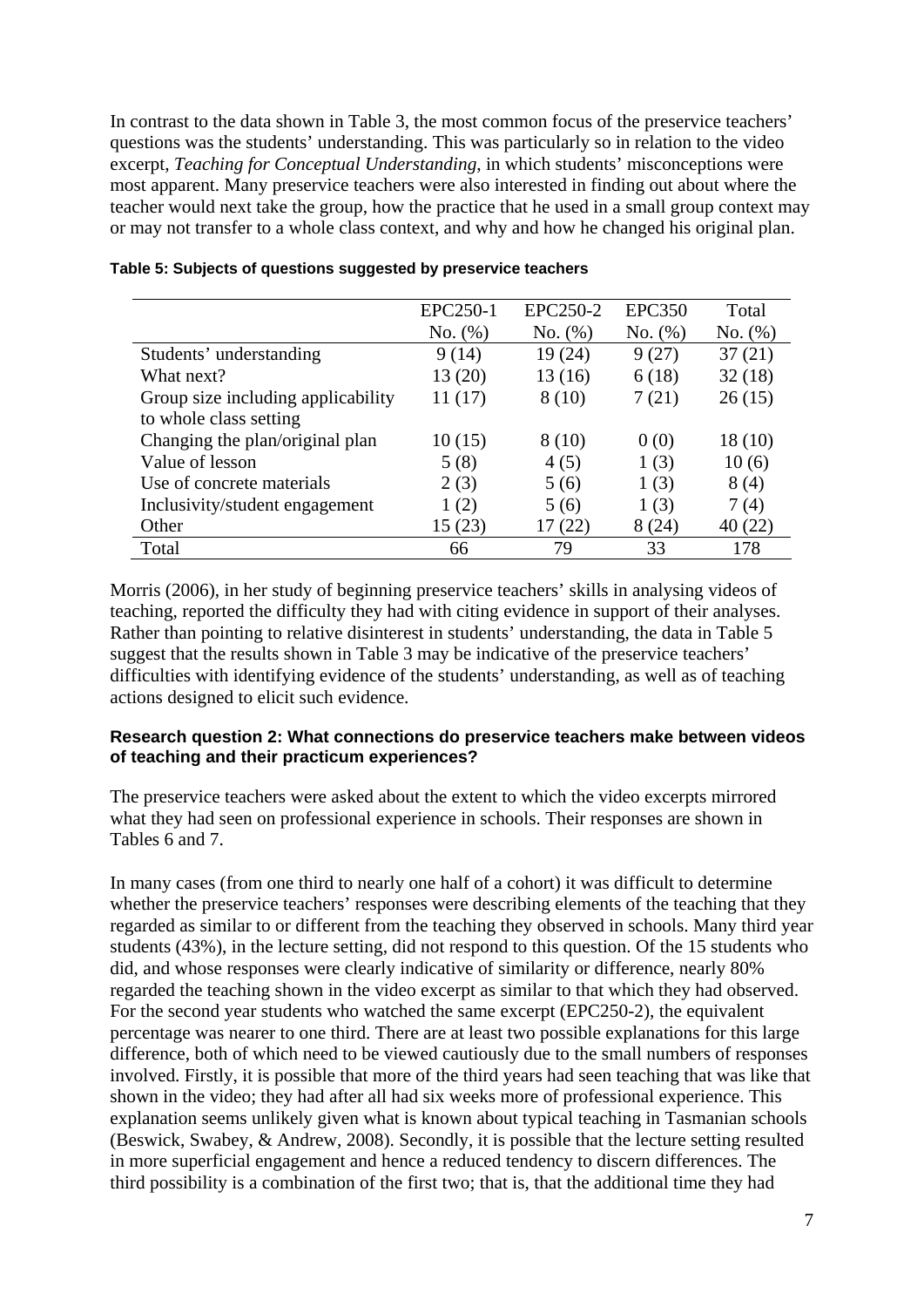In contrast to the data shown in Table 3, the most common focus of the preservice teachers' questions was the students' understanding. This was particularly so in relation to the video excerpt, *Teaching for Conceptual Understanding*, in which students' misconceptions were most apparent. Many preservice teachers were also interested in finding out about where the teacher would next take the group, how the practice that he used in a small group context may or may not transfer to a whole class context, and why and how he changed his original plan.

**Table 5: Subjects of questions suggested by preservice teachers**

| | EPC250-1<br>No. (%) | EPC250-2<br>No. (%) | EPC350<br>No. (%) | Total<br>No. (%) |
|---|---|---|---|---|
| Students' understanding | 9 (14) | 19 (24) | 9 (27) | 37 (21) |
| What next? | 13 (20) | 13 (16) | 6 (18) | 32 (18) |
| Group size including applicability to whole class setting | 11 (17) | 8 (10) | 7 (21) | 26 (15) |
| Changing the plan/original plan | 10 (15) | 8 (10) | 0 (0) | 18 (10) |
| Value of lesson | 5 (8) | 4 (5) | 1 (3) | 10 (6) |
| Use of concrete materials | 2 (3) | 5 (6) | 1 (3) | 8 (4) |
| Inclusivity/student engagement | 1 (2) | 5 (6) | 1 (3) | 7 (4) |
| Other | 15 (23) | 17 (22) | 8 (24) | 40 (22) |
| Total | 66 | 79 | 33 | 178 |

Morris (2006), in her study of beginning preservice teachers' skills in analysing videos of teaching, reported the difficulty they had with citing evidence in support of their analyses. Rather than pointing to relative disinterest in students' understanding, the data in Table 5 suggest that the results shown in Table 3 may be indicative of the preservice teachers' difficulties with identifying evidence of the students' understanding, as well as of teaching actions designed to elicit such evidence.

**Research question 2: What connections do preservice teachers make between videos of teaching and their practicum experiences?**

The preservice teachers were asked about the extent to which the video excerpts mirrored what they had seen on professional experience in schools. Their responses are shown in Tables 6 and 7.

In many cases (from one third to nearly one half of a cohort) it was difficult to determine whether the preservice teachers' responses were describing elements of the teaching that they regarded as similar to or different from the teaching they observed in schools. Many third year students (43%), in the lecture setting, did not respond to this question. Of the 15 students who did, and whose responses were clearly indicative of similarity or difference, nearly 80% regarded the teaching shown in the video excerpt as similar to that which they had observed. For the second year students who watched the same excerpt (EPC250-2), the equivalent percentage was nearer to one third. There are at least two possible explanations for this large difference, both of which need to be viewed cautiously due to the small numbers of responses involved. Firstly, it is possible that more of the third years had seen teaching that was like that shown in the video; they had after all had six weeks more of professional experience. This explanation seems unlikely given what is known about typical teaching in Tasmanian schools (Beswick, Swabey, & Andrew, 2008). Secondly, it is possible that the lecture setting resulted in more superficial engagement and hence a reduced tendency to discern differences. The third possibility is a combination of the first two; that is, that the additional time they had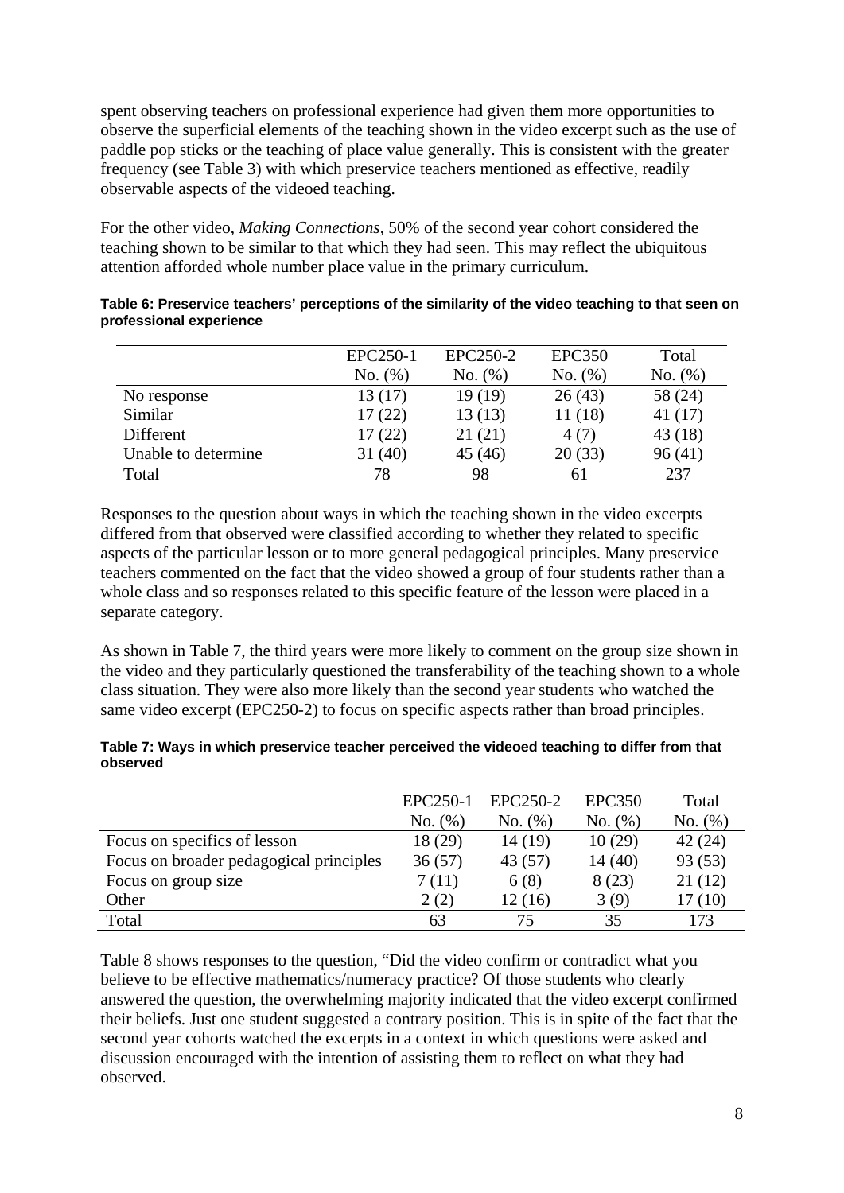spent observing teachers on professional experience had given them more opportunities to observe the superficial elements of the teaching shown in the video excerpt such as the use of paddle pop sticks or the teaching of place value generally. This is consistent with the greater frequency (see Table 3) with which preservice teachers mentioned as effective, readily observable aspects of the videoed teaching.

For the other video, *Making Connections*, 50% of the second year cohort considered the teaching shown to be similar to that which they had seen. This may reflect the ubiquitous attention afforded whole number place value in the primary curriculum.

**Table 6: Preservice teachers' perceptions of the similarity of the video teaching to that seen on professional experience**

| | EPC250-1 No. (%) | EPC250-2 No. (%) | EPC350 No. (%) | Total No. (%) |
|---|---|---|---|---|
| No response | 13 (17) | 19 (19) | 26 (43) | 58 (24) |
| Similar | 17 (22) | 13 (13) | 11 (18) | 41 (17) |
| Different | 17 (22) | 21 (21) | 4 (7) | 43 (18) |
| Unable to determine | 31 (40) | 45 (46) | 20 (33) | 96 (41) |
| Total | 78 | 98 | 61 | 237 |

Responses to the question about ways in which the teaching shown in the video excerpts differed from that observed were classified according to whether they related to specific aspects of the particular lesson or to more general pedagogical principles. Many preservice teachers commented on the fact that the video showed a group of four students rather than a whole class and so responses related to this specific feature of the lesson were placed in a separate category.

As shown in Table 7, the third years were more likely to comment on the group size shown in the video and they particularly questioned the transferability of the teaching shown to a whole class situation. They were also more likely than the second year students who watched the same video excerpt (EPC250-2) to focus on specific aspects rather than broad principles.

**Table 7: Ways in which preservice teacher perceived the videoed teaching to differ from that observed**

| | EPC250-1 No. (%) | EPC250-2 No. (%) | EPC350 No. (%) | Total No. (%) |
|---|---|---|---|---|
| Focus on specifics of lesson | 18 (29) | 14 (19) | 10 (29) | 42 (24) |
| Focus on broader pedagogical principles | 36 (57) | 43 (57) | 14 (40) | 93 (53) |
| Focus on group size | 7 (11) | 6 (8) | 8 (23) | 21 (12) |
| Other | 2 (2) | 12 (16) | 3 (9) | 17 (10) |
| Total | 63 | 75 | 35 | 173 |

Table 8 shows responses to the question, "Did the video confirm or contradict what you believe to be effective mathematics/numeracy practice? Of those students who clearly answered the question, the overwhelming majority indicated that the video excerpt confirmed their beliefs. Just one student suggested a contrary position. This is in spite of the fact that the second year cohorts watched the excerpts in a context in which questions were asked and discussion encouraged with the intention of assisting them to reflect on what they had observed.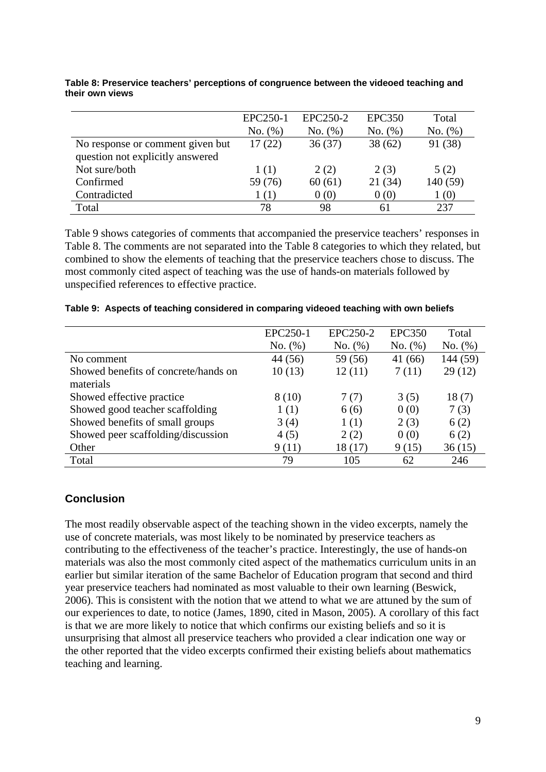**Table 8: Preservice teachers' perceptions of congruence between the videoed teaching and their own views**

| | EPC250-1 No. (%) | EPC250-2 No. (%) | EPC350 No. (%) | Total No. (%) |
|---|---|---|---|---|
| No response or comment given but question not explicitly answered | 17 (22) | 36 (37) | 38 (62) | 91 (38) |
| Not sure/both | 1 (1) | 2 (2) | 2 (3) | 5 (2) |
| Confirmed | 59 (76) | 60 (61) | 21 (34) | 140 (59) |
| Contradicted | 1 (1) | 0 (0) | 0 (0) | 1 (0) |
| Total | 78 | 98 | 61 | 237 |

Table 9 shows categories of comments that accompanied the preservice teachers' responses in Table 8. The comments are not separated into the Table 8 categories to which they related, but combined to show the elements of teaching that the preservice teachers chose to discuss. The most commonly cited aspect of teaching was the use of hands-on materials followed by unspecified references to effective practice.

**Table 9: Aspects of teaching considered in comparing videoed teaching with own beliefs**

| | EPC250-1 No. (%) | EPC250-2 No. (%) | EPC350 No. (%) | Total No. (%) |
|---|---|---|---|---|
| No comment | 44 (56) | 59 (56) | 41 (66) | 144 (59) |
| Showed benefits of concrete/hands on materials | 10 (13) | 12 (11) | 7 (11) | 29 (12) |
| Showed effective practice | 8 (10) | 7 (7) | 3 (5) | 18 (7) |
| Showed good teacher scaffolding | 1 (1) | 6 (6) | 0 (0) | 7 (3) |
| Showed benefits of small groups | 3 (4) | 1 (1) | 2 (3) | 6 (2) |
| Showed peer scaffolding/discussion | 4 (5) | 2 (2) | 0 (0) | 6 (2) |
| Other | 9 (11) | 18 (17) | 9 (15) | 36 (15) |
| Total | 79 | 105 | 62 | 246 |

## Conclusion

The most readily observable aspect of the teaching shown in the video excerpts, namely the use of concrete materials, was most likely to be nominated by preservice teachers as contributing to the effectiveness of the teacher's practice. Interestingly, the use of hands-on materials was also the most commonly cited aspect of the mathematics curriculum units in an earlier but similar iteration of the same Bachelor of Education program that second and third year preservice teachers had nominated as most valuable to their own learning (Beswick, 2006). This is consistent with the notion that we attend to what we are attuned by the sum of our experiences to date, to notice (James, 1890, cited in Mason, 2005). A corollary of this fact is that we are more likely to notice that which confirms our existing beliefs and so it is unsurprising that almost all preservice teachers who provided a clear indication one way or the other reported that the video excerpts confirmed their existing beliefs about mathematics teaching and learning.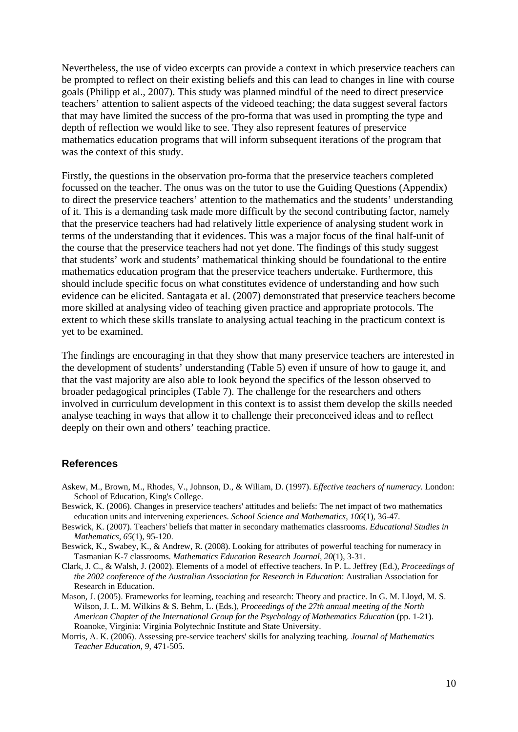Nevertheless, the use of video excerpts can provide a context in which preservice teachers can be prompted to reflect on their existing beliefs and this can lead to changes in line with course goals (Philipp et al., 2007). This study was planned mindful of the need to direct preservice teachers' attention to salient aspects of the videoed teaching; the data suggest several factors that may have limited the success of the pro-forma that was used in prompting the type and depth of reflection we would like to see. They also represent features of preservice mathematics education programs that will inform subsequent iterations of the program that was the context of this study.

Firstly, the questions in the observation pro-forma that the preservice teachers completed focussed on the teacher. The onus was on the tutor to use the Guiding Questions (Appendix) to direct the preservice teachers' attention to the mathematics and the students' understanding of it. This is a demanding task made more difficult by the second contributing factor, namely that the preservice teachers had had relatively little experience of analysing student work in terms of the understanding that it evidences. This was a major focus of the final half-unit of the course that the preservice teachers had not yet done. The findings of this study suggest that students' work and students' mathematical thinking should be foundational to the entire mathematics education program that the preservice teachers undertake. Furthermore, this should include specific focus on what constitutes evidence of understanding and how such evidence can be elicited. Santagata et al. (2007) demonstrated that preservice teachers become more skilled at analysing video of teaching given practice and appropriate protocols. The extent to which these skills translate to analysing actual teaching in the practicum context is yet to be examined.

The findings are encouraging in that they show that many preservice teachers are interested in the development of students' understanding (Table 5) even if unsure of how to gauge it, and that the vast majority are also able to look beyond the specifics of the lesson observed to broader pedagogical principles (Table 7). The challenge for the researchers and others involved in curriculum development in this context is to assist them develop the skills needed analyse teaching in ways that allow it to challenge their preconceived ideas and to reflect deeply on their own and others' teaching practice.

## References

Askew, M., Brown, M., Rhodes, V., Johnson, D., & Wiliam, D. (1997). *Effective teachers of numeracy*. London: School of Education, King's College.

Beswick, K. (2006). Changes in preservice teachers' attitudes and beliefs: The net impact of two mathematics education units and intervening experiences. *School Science and Mathematics, 106*(1), 36-47.

Beswick, K. (2007). Teachers' beliefs that matter in secondary mathematics classrooms. *Educational Studies in Mathematics, 65*(1), 95-120.

Beswick, K., Swabey, K., & Andrew, R. (2008). Looking for attributes of powerful teaching for numeracy in Tasmanian K-7 classrooms. *Mathematics Education Research Journal, 20*(1), 3-31.

Clark, J. C., & Walsh, J. (2002). Elements of a model of effective teachers. In P. L. Jeffrey (Ed.), *Proceedings of the 2002 conference of the Australian Association for Research in Education*: Australian Association for Research in Education.

Mason, J. (2005). Frameworks for learning, teaching and research: Theory and practice. In G. M. Lloyd, M. S. Wilson, J. L. M. Wilkins & S. Behm, L. (Eds.), *Proceedings of the 27th annual meeting of the North American Chapter of the International Group for the Psychology of Mathematics Education* (pp. 1-21). Roanoke, Virginia: Virginia Polytechnic Institute and State University.

Morris, A. K. (2006). Assessing pre-service teachers' skills for analyzing teaching. *Journal of Mathematics Teacher Education, 9*, 471-505.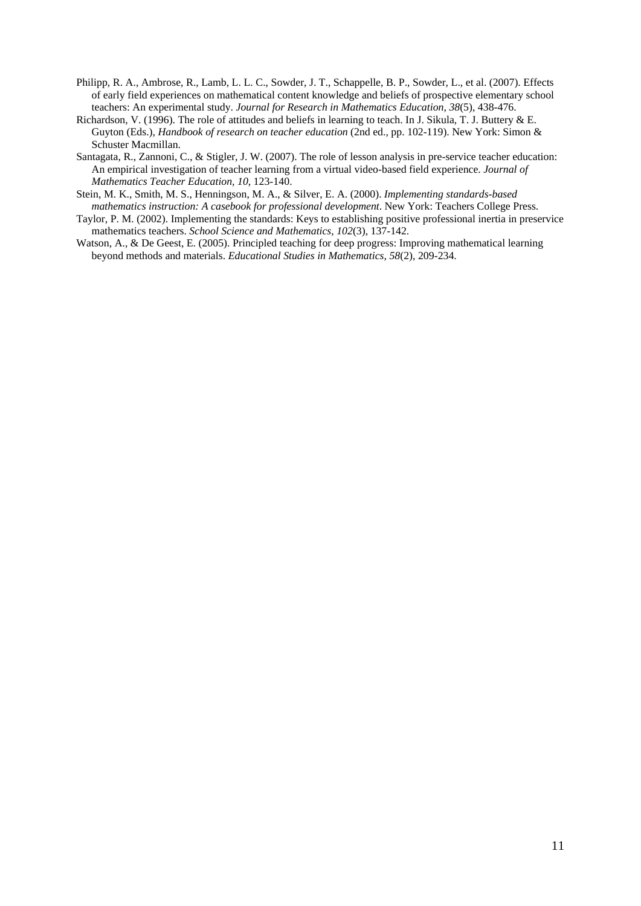Philipp, R. A., Ambrose, R., Lamb, L. L. C., Sowder, J. T., Schappelle, B. P., Sowder, L., et al. (2007). Effects of early field experiences on mathematical content knowledge and beliefs of prospective elementary school teachers: An experimental study. *Journal for Research in Mathematics Education, 38*(5), 438-476.

Richardson, V. (1996). The role of attitudes and beliefs in learning to teach. In J. Sikula, T. J. Buttery & E. Guyton (Eds.), *Handbook of research on teacher education* (2nd ed., pp. 102-119). New York: Simon & Schuster Macmillan.

Santagata, R., Zannoni, C., & Stigler, J. W. (2007). The role of lesson analysis in pre-service teacher education: An empirical investigation of teacher learning from a virtual video-based field experience. *Journal of Mathematics Teacher Education, 10*, 123-140.

Stein, M. K., Smith, M. S., Henningson, M. A., & Silver, E. A. (2000). *Implementing standards-based mathematics instruction: A casebook for professional development*. New York: Teachers College Press.

Taylor, P. M. (2002). Implementing the standards: Keys to establishing positive professional inertia in preservice mathematics teachers. *School Science and Mathematics, 102*(3), 137-142.

Watson, A., & De Geest, E. (2005). Principled teaching for deep progress: Improving mathematical learning beyond methods and materials. *Educational Studies in Mathematics, 58*(2), 209-234.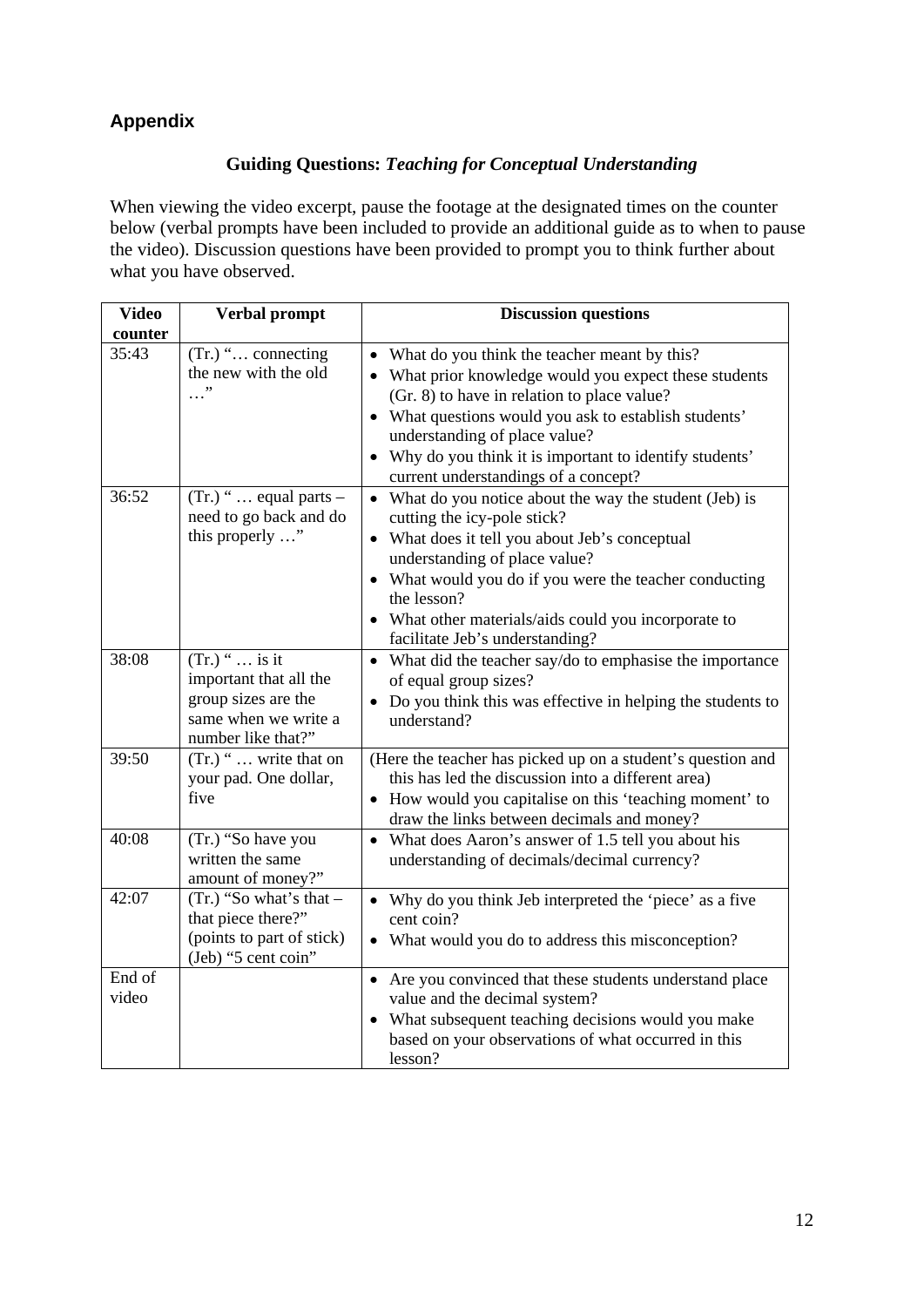## Appendix

**Guiding Questions:** ***Teaching for Conceptual Understanding***

When viewing the video excerpt, pause the footage at the designated times on the counter below (verbal prompts have been included to provide an additional guide as to when to pause the video). Discussion questions have been provided to prompt you to think further about what you have observed.

| Video counter | Verbal prompt | Discussion questions |
|---|---|---|
| 35:43 | (Tr.) "… connecting the new with the old …" | • What do you think the teacher meant by this?<br>• What prior knowledge would you expect these students (Gr. 8) to have in relation to place value?<br>• What questions would you ask to establish students' understanding of place value?<br>• Why do you think it is important to identify students' current understandings of a concept? |
| 36:52 | (Tr.) " … equal parts – need to go back and do this properly …" | • What do you notice about the way the student (Jeb) is cutting the icy-pole stick?<br>• What does it tell you about Jeb's conceptual understanding of place value?<br>• What would you do if you were the teacher conducting the lesson?<br>• What other materials/aids could you incorporate to facilitate Jeb's understanding? |
| 38:08 | (Tr.) " … is it important that all the group sizes are the same when we write a number like that?" | • What did the teacher say/do to emphasise the importance of equal group sizes?<br>• Do you think this was effective in helping the students to understand? |
| 39:50 | (Tr.) " … write that on your pad. One dollar, five | (Here the teacher has picked up on a student's question and this has led the discussion into a different area)<br>• How would you capitalise on this 'teaching moment' to draw the links between decimals and money? |
| 40:08 | (Tr.) "So have you written the same amount of money?" | • What does Aaron's answer of 1.5 tell you about his understanding of decimals/decimal currency? |
| 42:07 | (Tr.) "So what's that – that piece there?" (points to part of stick) (Jeb) "5 cent coin" | • Why do you think Jeb interpreted the 'piece' as a five cent coin?<br>• What would you do to address this misconception? |
| End of video | | • Are you convinced that these students understand place value and the decimal system?<br>• What subsequent teaching decisions would you make based on your observations of what occurred in this lesson? |